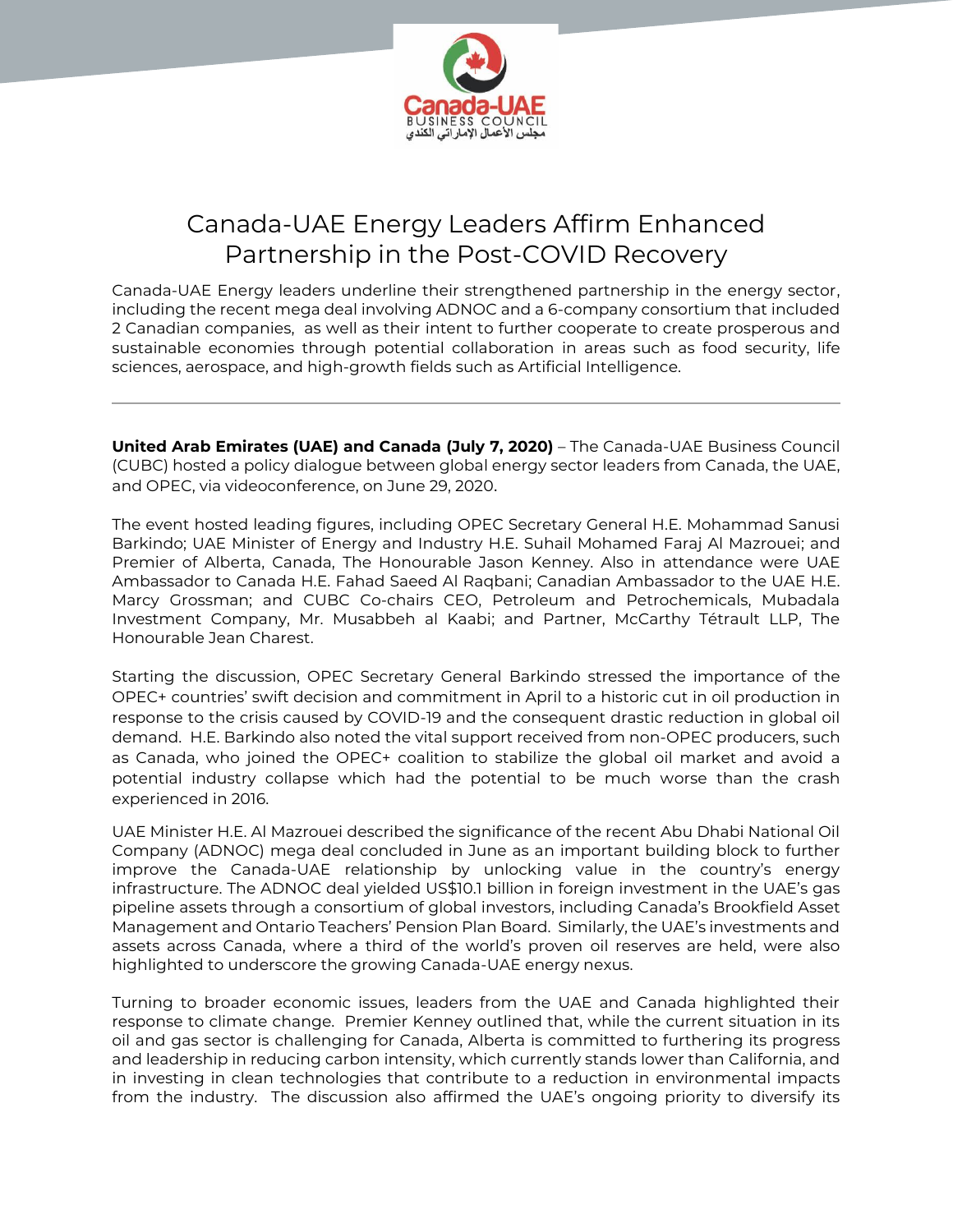# Canada-UAE Energy Leaders Affirm Enhanced Partnership in the Post-COVID Recovery

Canada-UAE Energy leaders underline their strengthened partnership in the energy sector, including the recent mega deal involving ADNOC and a 6-company consortium that included 2 Canadian companies, as well as their intent to further cooperate to create prosperous and sustainable economies through potential collaboration in areas such as food security, life sciences, aerospace, and high-growth fields such as Artificial Intelligence.

---

**United Arab Emirates (UAE) and Canada (July 7, 2020)** – The Canada-UAE Business Council (CUBC) hosted a policy dialogue between global energy sector leaders from Canada, the UAE, and OPEC, via videoconference, on June 29, 2020.

The event hosted leading figures, including OPEC Secretary General H.E. Mohammad Sanusi Barkindo; UAE Minister of Energy and Industry H.E. Suhail Mohamed Faraj Al Mazrouei; and Premier of Alberta, Canada, The Honourable Jason Kenney. Also in attendance were UAE Ambassador to Canada H.E. Fahad Saeed Al Raqbani; Canadian Ambassador to the UAE H.E. Marcy Grossman; and CUBC Co-chairs CEO, Petroleum and Petrochemicals, Mubadala Investment Company, Mr. Musabbeh al Kaabi; and Partner, McCarthy Tétrault LLP, The Honourable Jean Charest.

Starting the discussion, OPEC Secretary General Barkindo stressed the importance of the OPEC+ countries' swift decision and commitment in April to a historic cut in oil production in response to the crisis caused by COVID-19 and the consequent drastic reduction in global oil demand. H.E. Barkindo also noted the vital support received from non-OPEC producers, such as Canada, who joined the OPEC+ coalition to stabilize the global oil market and avoid a potential industry collapse which had the potential to be much worse than the crash experienced in 2016.

UAE Minister H.E. Al Mazrouei described the significance of the recent Abu Dhabi National Oil Company (ADNOC) mega deal concluded in June as an important building block to further improve the Canada-UAE relationship by unlocking value in the country's energy infrastructure. The ADNOC deal yielded US$10.1 billion in foreign investment in the UAE's gas pipeline assets through a consortium of global investors, including Canada's Brookfield Asset Management and Ontario Teachers' Pension Plan Board. Similarly, the UAE's investments and assets across Canada, where a third of the world's proven oil reserves are held, were also highlighted to underscore the growing Canada-UAE energy nexus.

Turning to broader economic issues, leaders from the UAE and Canada highlighted their response to climate change. Premier Kenney outlined that, while the current situation in its oil and gas sector is challenging for Canada, Alberta is committed to furthering its progress and leadership in reducing carbon intensity, which currently stands lower than California, and in investing in clean technologies that contribute to a reduction in environmental impacts from the industry. The discussion also affirmed the UAE's ongoing priority to diversify its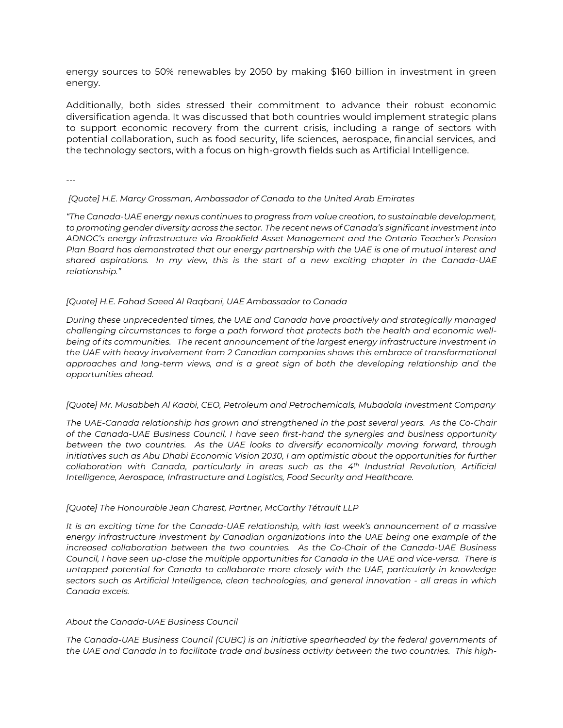energy sources to 50% renewables by 2050 by making $160 billion in investment in green energy.

Additionally, both sides stressed their commitment to advance their robust economic diversification agenda. It was discussed that both countries would implement strategic plans to support economic recovery from the current crisis, including a range of sectors with potential collaboration, such as food security, life sciences, aerospace, financial services, and the technology sectors, with a focus on high-growth fields such as Artificial Intelligence.

---

*[Quote] H.E. Marcy Grossman, Ambassador of Canada to the United Arab Emirates*

*"The Canada-UAE energy nexus continues to progress from value creation, to sustainable development, to promoting gender diversity across the sector. The recent news of Canada's significant investment into ADNOC's energy infrastructure via Brookfield Asset Management and the Ontario Teacher's Pension Plan Board has demonstrated that our energy partnership with the UAE is one of mutual interest and shared aspirations. In my view, this is the start of a new exciting chapter in the Canada-UAE relationship."*

*[Quote] H.E. Fahad Saeed Al Raqbani, UAE Ambassador to Canada*

*During these unprecedented times, the UAE and Canada have proactively and strategically managed challenging circumstances to forge a path forward that protects both the health and economic well-being of its communities. The recent announcement of the largest energy infrastructure investment in the UAE with heavy involvement from 2 Canadian companies shows this embrace of transformational approaches and long-term views, and is a great sign of both the developing relationship and the opportunities ahead.*

*[Quote] Mr. Musabbeh Al Kaabi, CEO, Petroleum and Petrochemicals, Mubadala Investment Company*

*The UAE-Canada relationship has grown and strengthened in the past several years. As the Co-Chair of the Canada-UAE Business Council, I have seen first-hand the synergies and business opportunity between the two countries. As the UAE looks to diversify economically moving forward, through initiatives such as Abu Dhabi Economic Vision 2030, I am optimistic about the opportunities for further collaboration with Canada, particularly in areas such as the 4th Industrial Revolution, Artificial Intelligence, Aerospace, Infrastructure and Logistics, Food Security and Healthcare.*

*[Quote] The Honourable Jean Charest, Partner, McCarthy Tétrault LLP*

*It is an exciting time for the Canada-UAE relationship, with last week's announcement of a massive energy infrastructure investment by Canadian organizations into the UAE being one example of the increased collaboration between the two countries. As the Co-Chair of the Canada-UAE Business Council, I have seen up-close the multiple opportunities for Canada in the UAE and vice-versa. There is untapped potential for Canada to collaborate more closely with the UAE, particularly in knowledge sectors such as Artificial Intelligence, clean technologies, and general innovation - all areas in which Canada excels.*

*About the Canada-UAE Business Council*

*The Canada-UAE Business Council (CUBC) is an initiative spearheaded by the federal governments of the UAE and Canada in to facilitate trade and business activity between the two countries. This high-*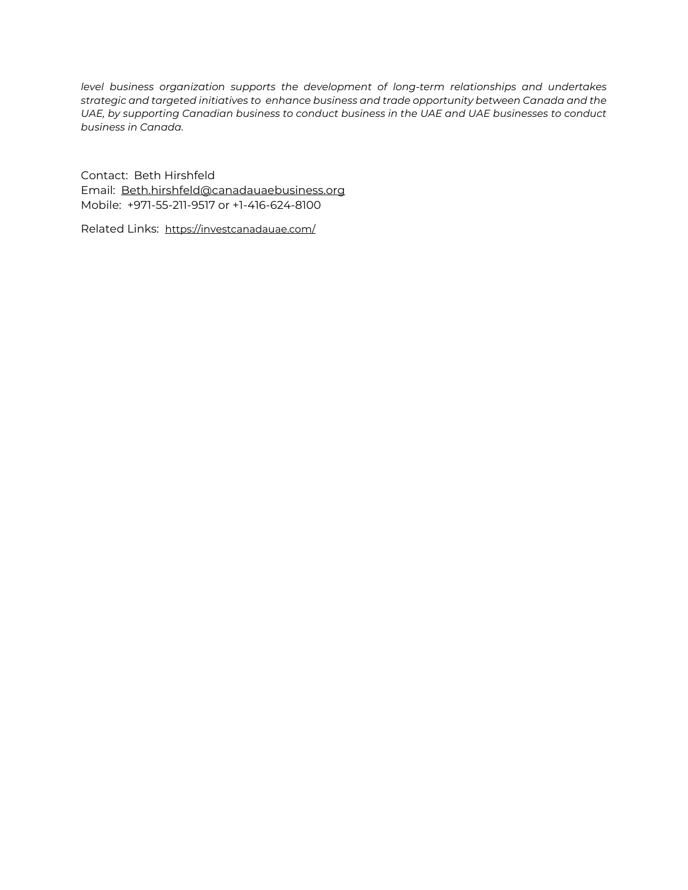*level business organization supports the development of long-term relationships and undertakes strategic and targeted initiatives to enhance business and trade opportunity between Canada and the UAE, by supporting Canadian business to conduct business in the UAE and UAE businesses to conduct business in Canada.*

Contact: Beth Hirshfeld
Email: Beth.hirshfeld@canadauaebusiness.org
Mobile: +971-55-211-9517 or +1-416-624-8100

Related Links: https://investcanadauae.com/